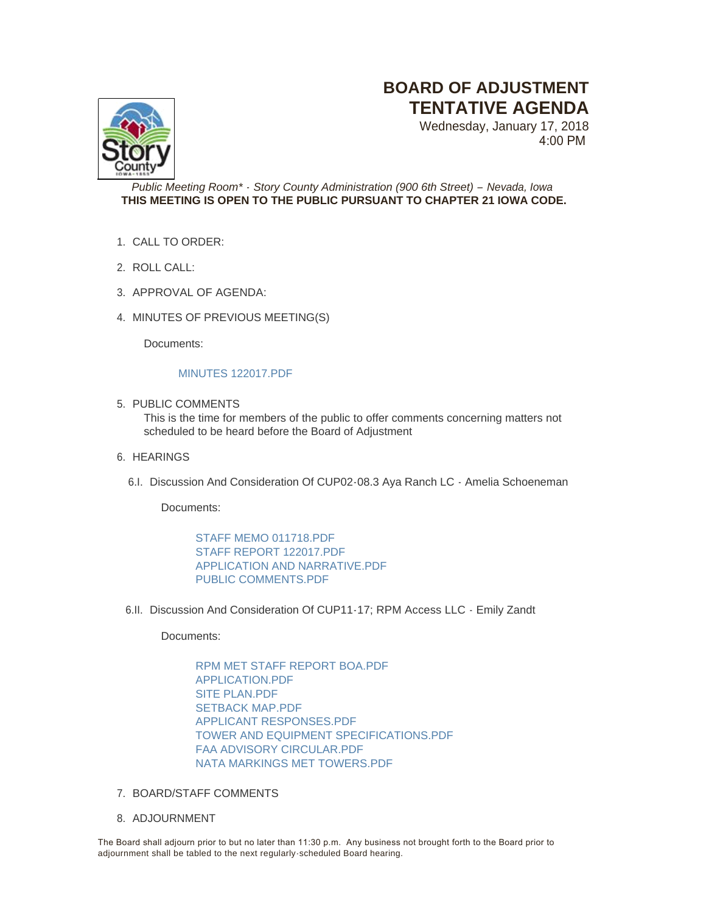# BOARD OF ADJUSTMENT TENTATIVE AGENDA

Wednesday, January 17, 2018
4:00 PM

*Public Meeting Room\* - Story County Administration (900 6th Street) – Nevada, Iowa*
**THIS MEETING IS OPEN TO THE PUBLIC PURSUANT TO CHAPTER 21 IOWA CODE.**

1. CALL TO ORDER:
2. ROLL CALL:
3. APPROVAL OF AGENDA:
4. MINUTES OF PREVIOUS MEETING(S)

   Documents:

   MINUTES 122017.PDF

5. PUBLIC COMMENTS
   This is the time for members of the public to offer comments concerning matters not scheduled to be heard before the Board of Adjustment
6. HEARINGS

   6.I. Discussion And Consideration Of CUP02-08.3 Aya Ranch LC - Amelia Schoeneman

   Documents:

   STAFF MEMO 011718.PDF
   STAFF REPORT 122017.PDF
   APPLICATION AND NARRATIVE.PDF
   PUBLIC COMMENTS.PDF

   6.II. Discussion And Consideration Of CUP11-17; RPM Access LLC - Emily Zandt

   Documents:

   RPM MET STAFF REPORT BOA.PDF
   APPLICATION.PDF
   SITE PLAN.PDF
   SETBACK MAP.PDF
   APPLICANT RESPONSES.PDF
   TOWER AND EQUIPMENT SPECIFICATIONS.PDF
   FAA ADVISORY CIRCULAR.PDF
   NATA MARKINGS MET TOWERS.PDF

7. BOARD/STAFF COMMENTS
8. ADJOURNMENT

The Board shall adjourn prior to but no later than 11:30 p.m. Any business not brought forth to the Board prior to adjournment shall be tabled to the next regularly-scheduled Board hearing.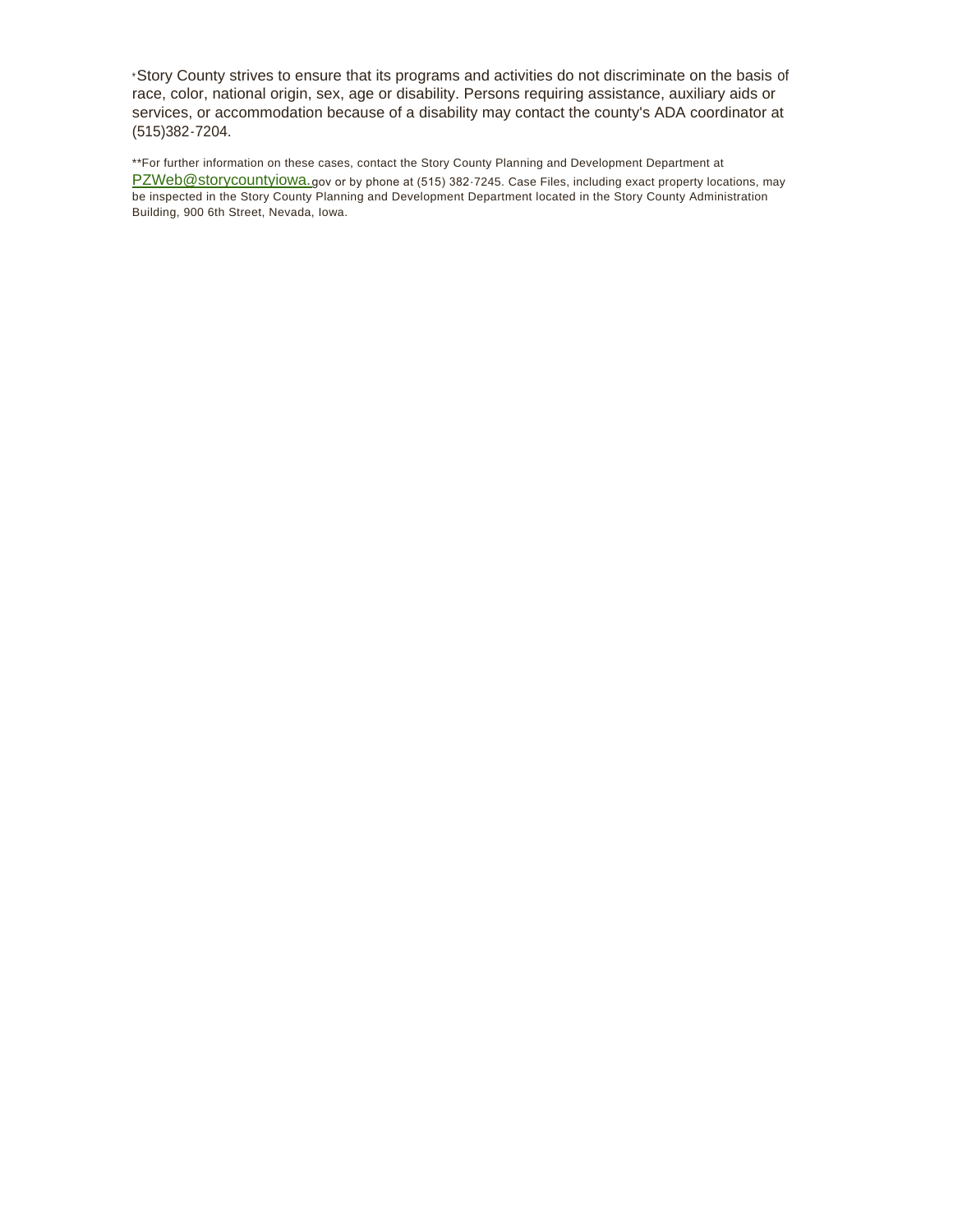*Story County strives to ensure that its programs and activities do not discriminate on the basis of race, color, national origin, sex, age or disability. Persons requiring assistance, auxiliary aids or services, or accommodation because of a disability may contact the county's ADA coordinator at (515)382-7204.

**For further information on these cases, contact the Story County Planning and Development Department at PZWeb@storycountyiowa.gov or by phone at (515) 382-7245. Case Files, including exact property locations, may be inspected in the Story County Planning and Development Department located in the Story County Administration Building, 900 6th Street, Nevada, Iowa.